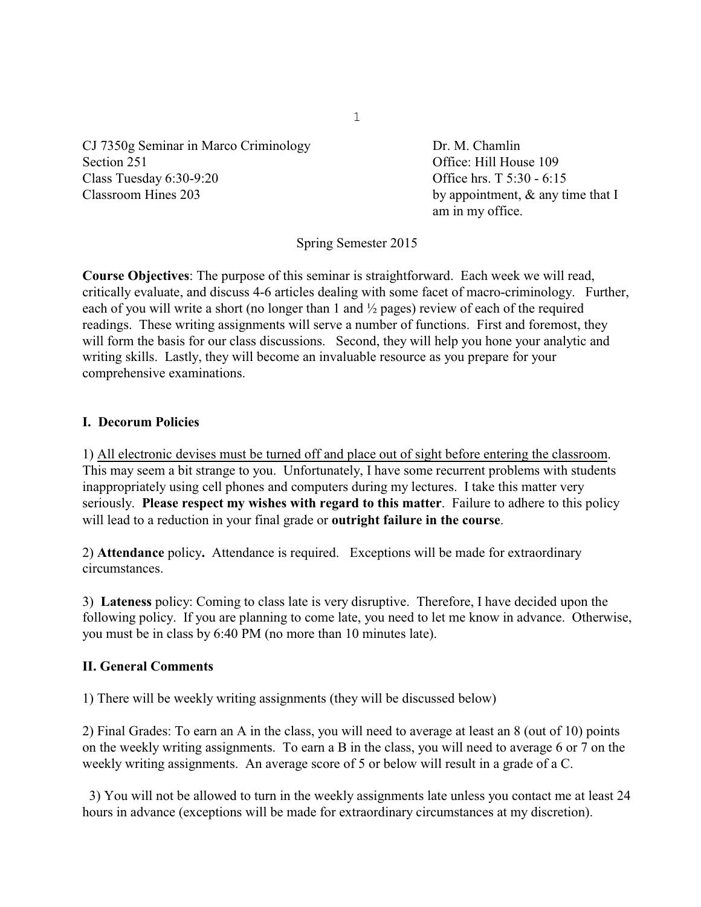CJ 7350g Seminar in Marco Criminology
Section 251
Class Tuesday 6:30-9:20
Classroom Hines 203

Dr. M. Chamlin
Office: Hill House 109
Office hrs. T 5:30 - 6:15
by appointment, & any time that I am in my office.

Spring Semester 2015

**Course Objectives**: The purpose of this seminar is straightforward. Each week we will read, critically evaluate, and discuss 4-6 articles dealing with some facet of macro-criminology. Further, each of you will write a short (no longer than 1 and ½ pages) review of each of the required readings. These writing assignments will serve a number of functions. First and foremost, they will form the basis for our class discussions. Second, they will help you hone your analytic and writing skills. Lastly, they will become an invaluable resource as you prepare for your comprehensive examinations.

## I. Decorum Policies

1) <u>All electronic devises must be turned off and place out of sight before entering the classroom</u>. This may seem a bit strange to you. Unfortunately, I have some recurrent problems with students inappropriately using cell phones and computers during my lectures. I take this matter very seriously. **Please respect my wishes with regard to this matter**. Failure to adhere to this policy will lead to a reduction in your final grade or **outright failure in the course**.

2) **Attendance** policy**.** Attendance is required. Exceptions will be made for extraordinary circumstances.

3) **Lateness** policy: Coming to class late is very disruptive. Therefore, I have decided upon the following policy. If you are planning to come late, you need to let me know in advance. Otherwise, you must be in class by 6:40 PM (no more than 10 minutes late).

## II. General Comments

1) There will be weekly writing assignments (they will be discussed below)

2) Final Grades: To earn an A in the class, you will need to average at least an 8 (out of 10) points on the weekly writing assignments. To earn a B in the class, you will need to average 6 or 7 on the weekly writing assignments. An average score of 5 or below will result in a grade of a C.

3) You will not be allowed to turn in the weekly assignments late unless you contact me at least 24 hours in advance (exceptions will be made for extraordinary circumstances at my discretion).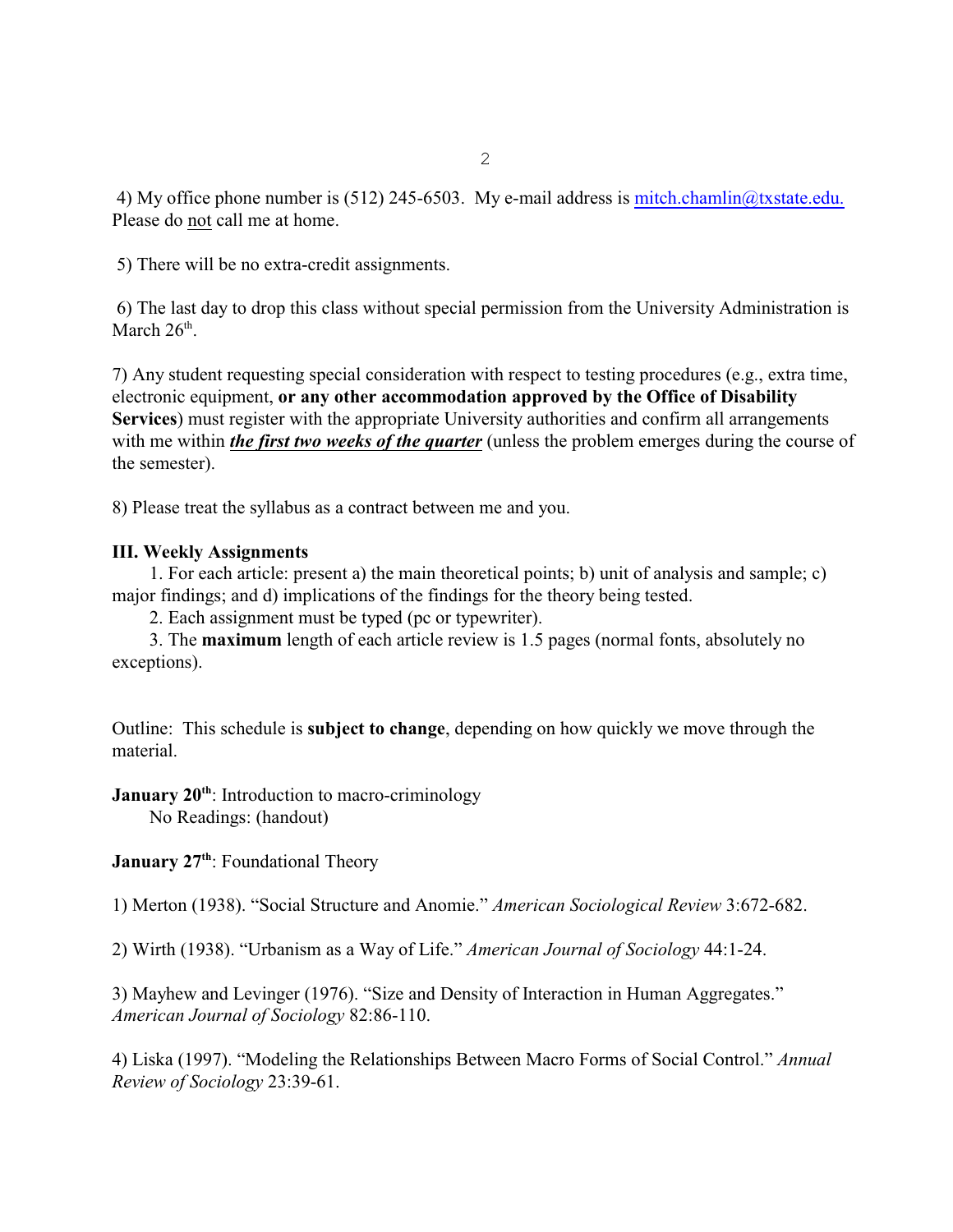4) My office phone number is (512) 245-6503. My e-mail address is mitch.chamlin@txstate.edu. Please do not call me at home.

5) There will be no extra-credit assignments.

6) The last day to drop this class without special permission from the University Administration is March 26th.

7) Any student requesting special consideration with respect to testing procedures (e.g., extra time, electronic equipment, **or any other accommodation approved by the Office of Disability Services**) must register with the appropriate University authorities and confirm all arrangements with me within ***the first two weeks of the quarter*** (unless the problem emerges during the course of the semester).

8) Please treat the syllabus as a contract between me and you.

### III. Weekly Assignments

1. For each article: present a) the main theoretical points; b) unit of analysis and sample; c) major findings; and d) implications of the findings for the theory being tested.
2. Each assignment must be typed (pc or typewriter).
3. The **maximum** length of each article review is 1.5 pages (normal fonts, absolutely no exceptions).

Outline: This schedule is **subject to change**, depending on how quickly we move through the material.

**January 20th**: Introduction to macro-criminology
No Readings: (handout)

**January 27th**: Foundational Theory

1) Merton (1938). "Social Structure and Anomie." *American Sociological Review* 3:672-682.

2) Wirth (1938). "Urbanism as a Way of Life." *American Journal of Sociology* 44:1-24.

3) Mayhew and Levinger (1976). "Size and Density of Interaction in Human Aggregates." *American Journal of Sociology* 82:86-110.

4) Liska (1997). "Modeling the Relationships Between Macro Forms of Social Control." *Annual Review of Sociology* 23:39-61.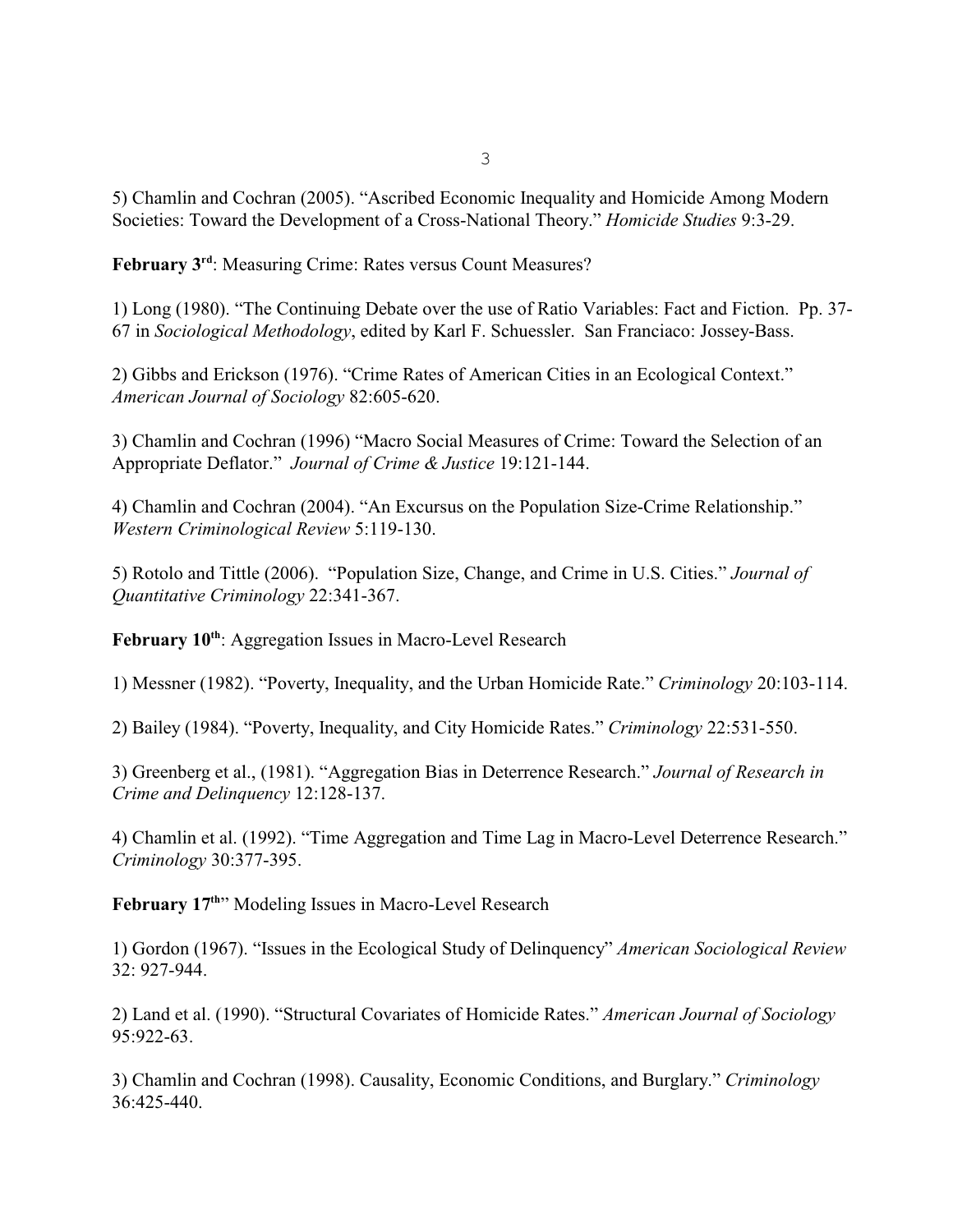5) Chamlin and Cochran (2005). "Ascribed Economic Inequality and Homicide Among Modern Societies: Toward the Development of a Cross-National Theory." *Homicide Studies* 9:3-29.

**February 3rd**: Measuring Crime: Rates versus Count Measures?

1) Long (1980). "The Continuing Debate over the use of Ratio Variables: Fact and Fiction. Pp. 37-67 in *Sociological Methodology*, edited by Karl F. Schuessler. San Franciaco: Jossey-Bass.

2) Gibbs and Erickson (1976). "Crime Rates of American Cities in an Ecological Context." *American Journal of Sociology* 82:605-620.

3) Chamlin and Cochran (1996) "Macro Social Measures of Crime: Toward the Selection of an Appropriate Deflator." *Journal of Crime & Justice* 19:121-144.

4) Chamlin and Cochran (2004). "An Excursus on the Population Size-Crime Relationship." *Western Criminological Review* 5:119-130.

5) Rotolo and Tittle (2006). "Population Size, Change, and Crime in U.S. Cities." *Journal of Quantitative Criminology* 22:341-367.

**February 10th**: Aggregation Issues in Macro-Level Research

1) Messner (1982). "Poverty, Inequality, and the Urban Homicide Rate." *Criminology* 20:103-114.

2) Bailey (1984). "Poverty, Inequality, and City Homicide Rates." *Criminology* 22:531-550.

3) Greenberg et al., (1981). "Aggregation Bias in Deterrence Research." *Journal of Research in Crime and Delinquency* 12:128-137.

4) Chamlin et al. (1992). "Time Aggregation and Time Lag in Macro-Level Deterrence Research." *Criminology* 30:377-395.

**February 17th**" Modeling Issues in Macro-Level Research

1) Gordon (1967). "Issues in the Ecological Study of Delinquency" *American Sociological Review* 32: 927-944.

2) Land et al. (1990). "Structural Covariates of Homicide Rates." *American Journal of Sociology* 95:922-63.

3) Chamlin and Cochran (1998). Causality, Economic Conditions, and Burglary." *Criminology* 36:425-440.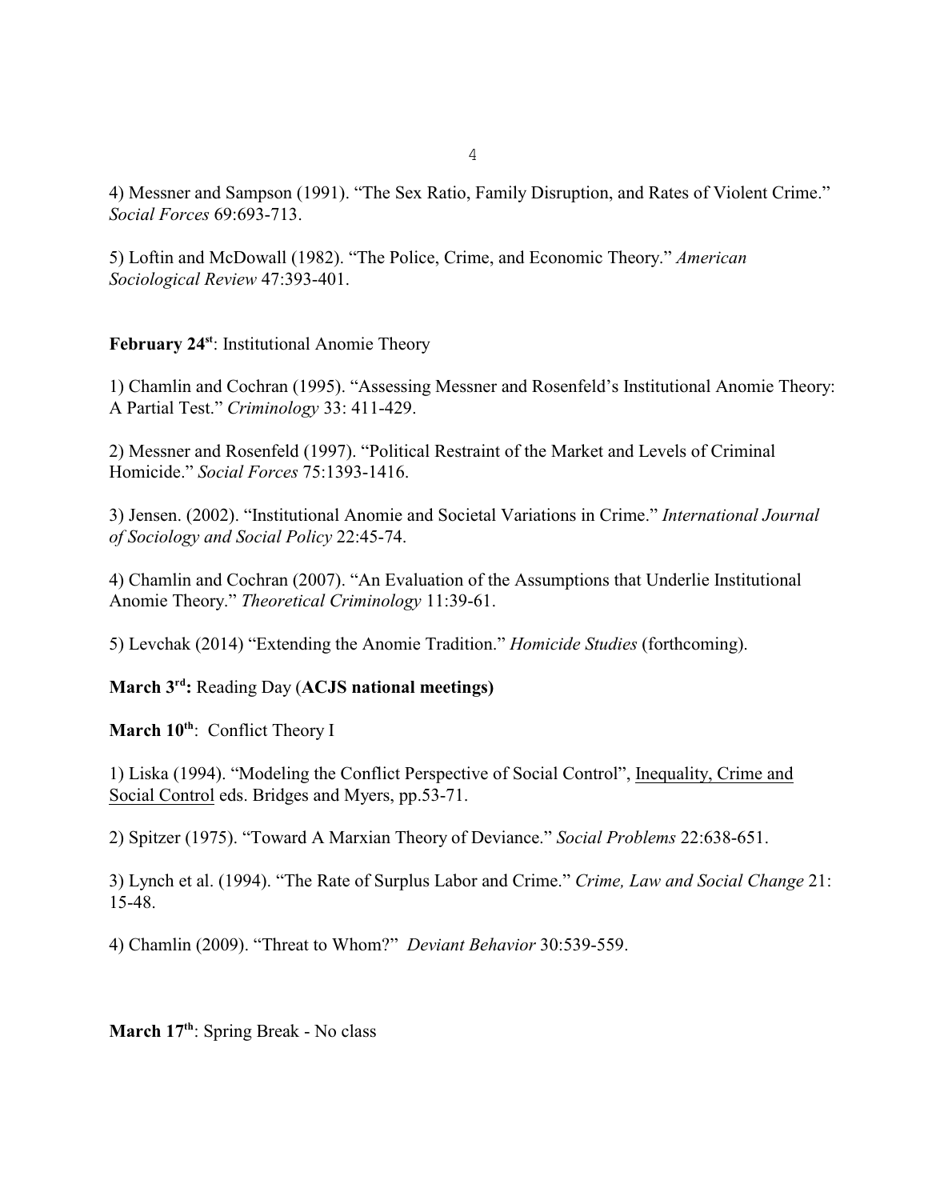4) Messner and Sampson (1991). “The Sex Ratio, Family Disruption, and Rates of Violent Crime.” *Social Forces* 69:693-713.

5) Loftin and McDowall (1982). “The Police, Crime, and Economic Theory.” *American Sociological Review* 47:393-401.

**February 24st**: Institutional Anomie Theory

1) Chamlin and Cochran (1995). “Assessing Messner and Rosenfeld’s Institutional Anomie Theory: A Partial Test.” *Criminology* 33: 411-429.

2) Messner and Rosenfeld (1997). “Political Restraint of the Market and Levels of Criminal Homicide.” *Social Forces* 75:1393-1416.

3) Jensen. (2002). “Institutional Anomie and Societal Variations in Crime.” *International Journal of Sociology and Social Policy* 22:45-74.

4) Chamlin and Cochran (2007). “An Evaluation of the Assumptions that Underlie Institutional Anomie Theory.” *Theoretical Criminology* 11:39-61.

5) Levchak (2014) “Extending the Anomie Tradition.” *Homicide Studies* (forthcoming).

**March 3rd:** Reading Day (**ACJS national meetings)**

**March 10th**: Conflict Theory I

1) Liska (1994). “Modeling the Conflict Perspective of Social Control”, <u>Inequality, Crime and Social Control</u> eds. Bridges and Myers, pp.53-71.

2) Spitzer (1975). “Toward A Marxian Theory of Deviance.” *Social Problems* 22:638-651.

3) Lynch et al. (1994). “The Rate of Surplus Labor and Crime.” *Crime, Law and Social Change* 21: 15-48.

4) Chamlin (2009). “Threat to Whom?” *Deviant Behavior* 30:539-559.

**March 17th**: Spring Break - No class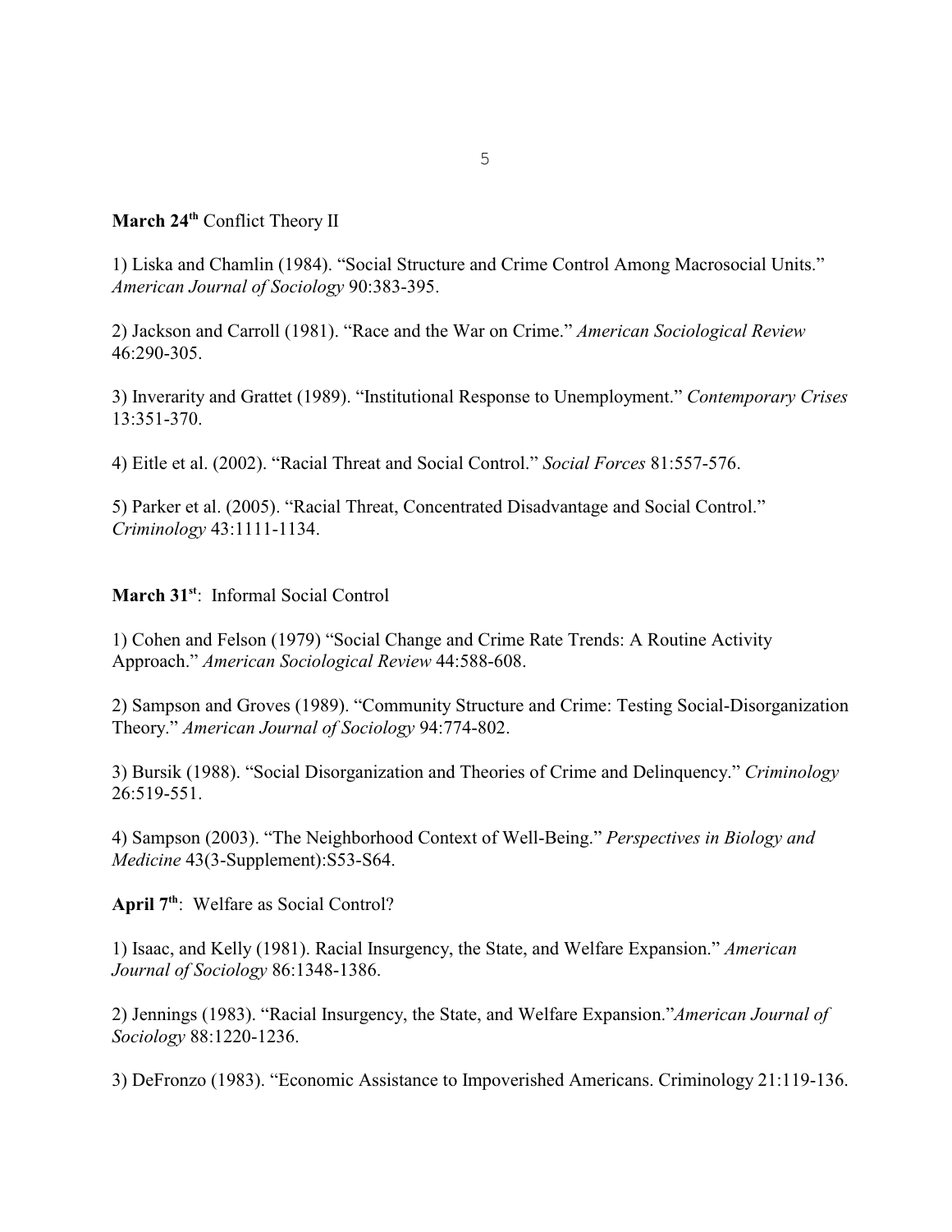**March 24th** Conflict Theory II

1) Liska and Chamlin (1984). "Social Structure and Crime Control Among Macrosocial Units." *American Journal of Sociology* 90:383-395.

2) Jackson and Carroll (1981). "Race and the War on Crime." *American Sociological Review* 46:290-305.

3) Inverarity and Grattet (1989). "Institutional Response to Unemployment." *Contemporary Crises* 13:351-370.

4) Eitle et al. (2002). "Racial Threat and Social Control." *Social Forces* 81:557-576.

5) Parker et al. (2005). "Racial Threat, Concentrated Disadvantage and Social Control." *Criminology* 43:1111-1134.

**March 31st**: Informal Social Control

1) Cohen and Felson (1979) "Social Change and Crime Rate Trends: A Routine Activity Approach." *American Sociological Review* 44:588-608.

2) Sampson and Groves (1989). "Community Structure and Crime: Testing Social-Disorganization Theory." *American Journal of Sociology* 94:774-802.

3) Bursik (1988). "Social Disorganization and Theories of Crime and Delinquency." *Criminology* 26:519-551.

4) Sampson (2003). "The Neighborhood Context of Well-Being." *Perspectives in Biology and Medicine* 43(3-Supplement):S53-S64.

**April 7th**: Welfare as Social Control?

1) Isaac, and Kelly (1981). Racial Insurgency, the State, and Welfare Expansion." *American Journal of Sociology* 86:1348-1386.

2) Jennings (1983). "Racial Insurgency, the State, and Welfare Expansion."*American Journal of Sociology* 88:1220-1236.

3) DeFronzo (1983). "Economic Assistance to Impoverished Americans. Criminology 21:119-136.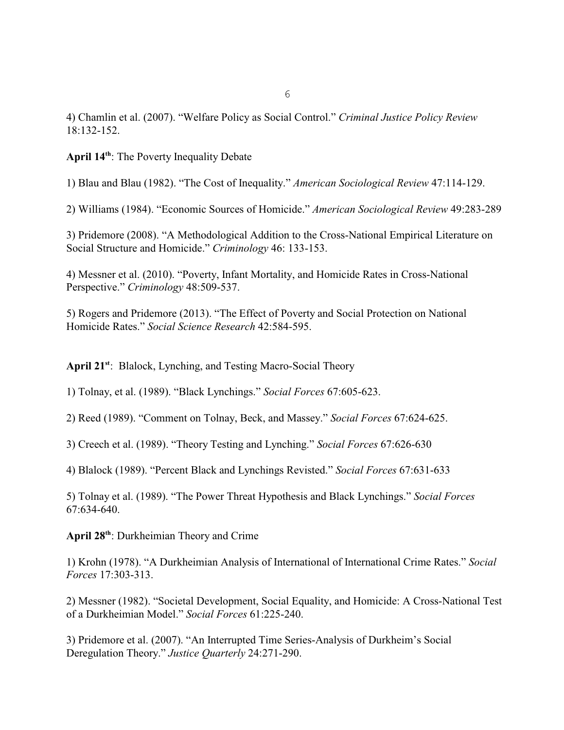4) Chamlin et al. (2007). "Welfare Policy as Social Control." *Criminal Justice Policy Review* 18:132-152.

**April 14th**: The Poverty Inequality Debate

1) Blau and Blau (1982). "The Cost of Inequality." *American Sociological Review* 47:114-129.

2) Williams (1984). "Economic Sources of Homicide." *American Sociological Review* 49:283-289

3) Pridemore (2008). "A Methodological Addition to the Cross-National Empirical Literature on Social Structure and Homicide." *Criminology* 46: 133-153.

4) Messner et al. (2010). "Poverty, Infant Mortality, and Homicide Rates in Cross-National Perspective." *Criminology* 48:509-537.

5) Rogers and Pridemore (2013). "The Effect of Poverty and Social Protection on National Homicide Rates." *Social Science Research* 42:584-595.

**April 21st**: Blalock, Lynching, and Testing Macro-Social Theory

1) Tolnay, et al. (1989). "Black Lynchings." *Social Forces* 67:605-623.

2) Reed (1989). "Comment on Tolnay, Beck, and Massey." *Social Forces* 67:624-625.

3) Creech et al. (1989). "Theory Testing and Lynching." *Social Forces* 67:626-630

4) Blalock (1989). "Percent Black and Lynchings Revisted." *Social Forces* 67:631-633

5) Tolnay et al. (1989). "The Power Threat Hypothesis and Black Lynchings." *Social Forces* 67:634-640.

**April 28th**: Durkheimian Theory and Crime

1) Krohn (1978). "A Durkheimian Analysis of International of International Crime Rates." *Social Forces* 17:303-313.

2) Messner (1982). "Societal Development, Social Equality, and Homicide: A Cross-National Test of a Durkheimian Model." *Social Forces* 61:225-240.

3) Pridemore et al. (2007). "An Interrupted Time Series-Analysis of Durkheim's Social Deregulation Theory." *Justice Quarterly* 24:271-290.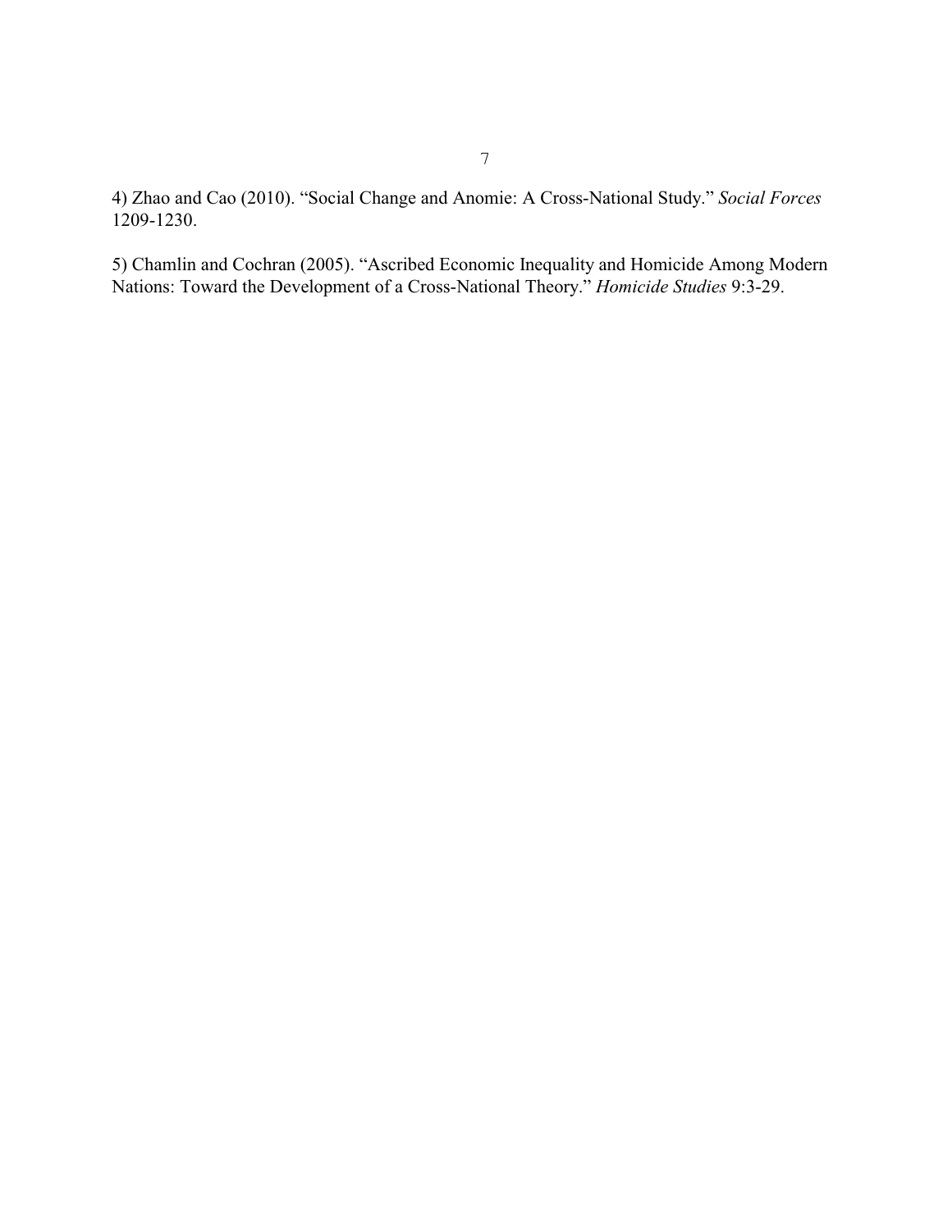4) Zhao and Cao (2010). "Social Change and Anomie: A Cross-National Study." *Social Forces* 1209-1230.

5) Chamlin and Cochran (2005). "Ascribed Economic Inequality and Homicide Among Modern Nations: Toward the Development of a Cross-National Theory." *Homicide Studies* 9:3-29.